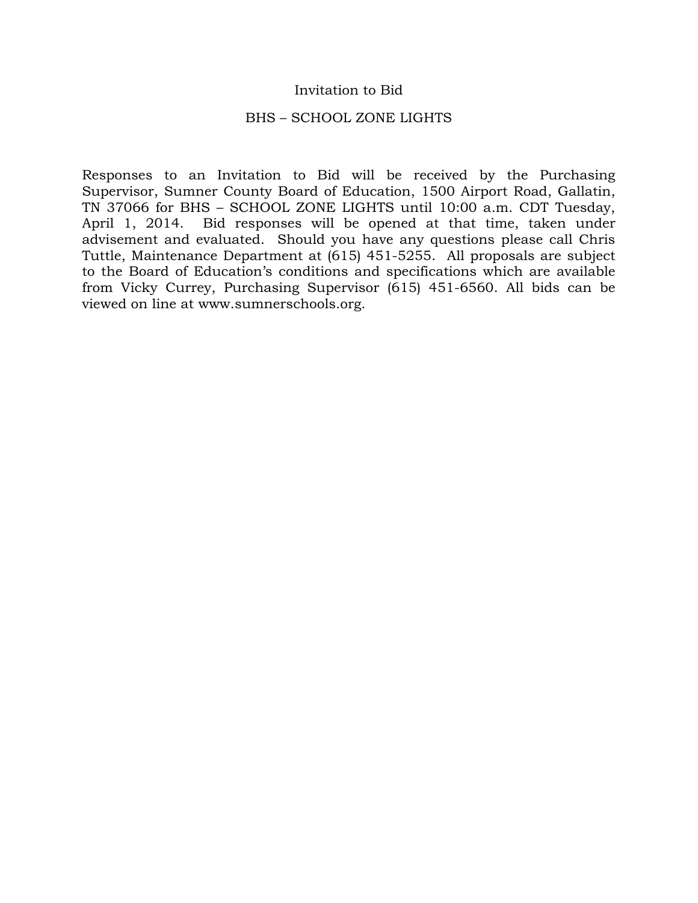# Invitation to Bid

## BHS – SCHOOL ZONE LIGHTS

Responses to an Invitation to Bid will be received by the Purchasing Supervisor, Sumner County Board of Education, 1500 Airport Road, Gallatin, TN 37066 for BHS – SCHOOL ZONE LIGHTS until 10:00 a.m. CDT Tuesday, April 1, 2014. Bid responses will be opened at that time, taken under advisement and evaluated. Should you have any questions please call Chris Tuttle, Maintenance Department at (615) 451-5255. All proposals are subject to the Board of Education's conditions and specifications which are available from Vicky Currey, Purchasing Supervisor (615) 451-6560. All bids can be viewed on line at www.sumnerschools.org.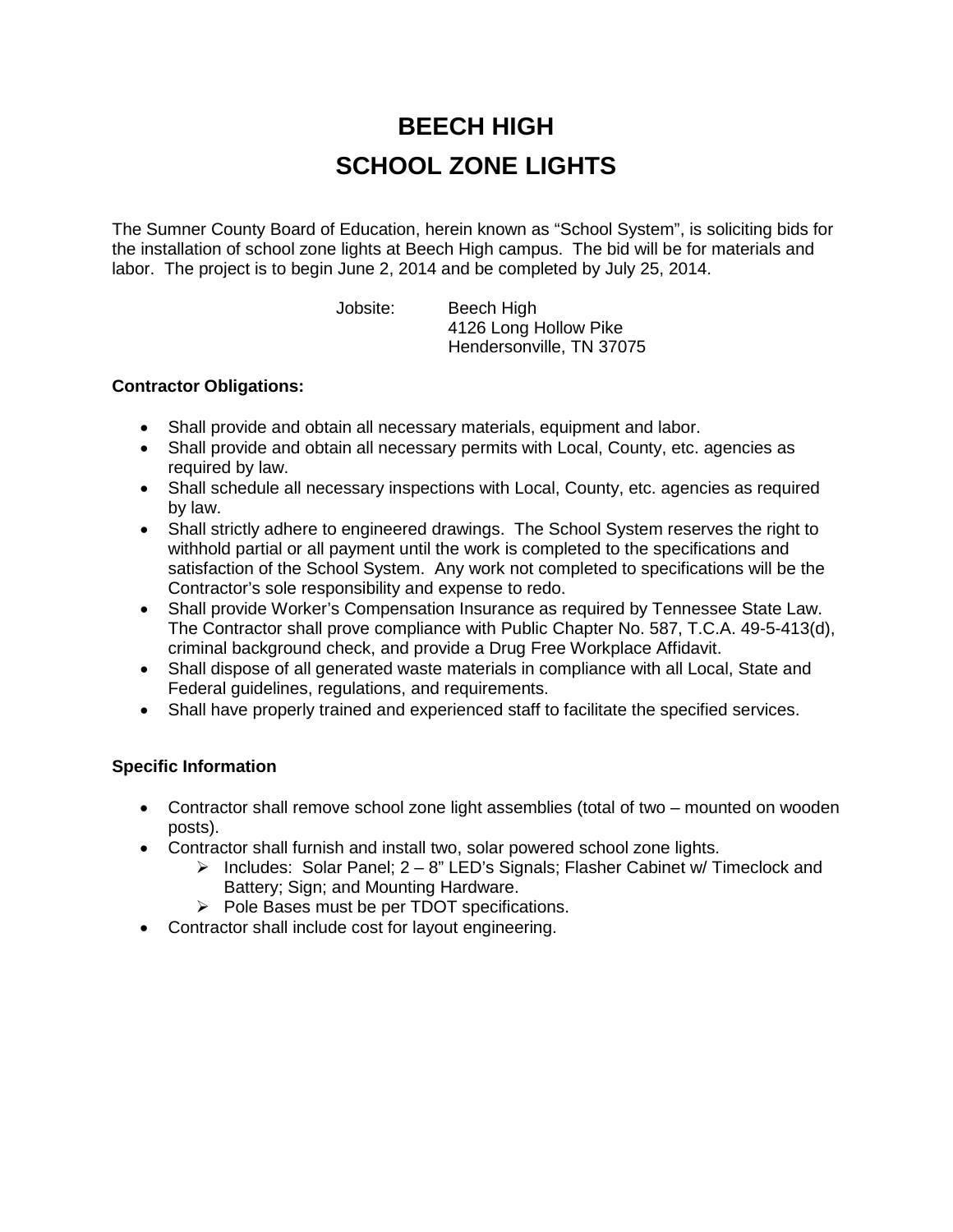# BEECH HIGH
# SCHOOL ZONE LIGHTS

The Sumner County Board of Education, herein known as "School System", is soliciting bids for the installation of school zone lights at Beech High campus. The bid will be for materials and labor. The project is to begin June 2, 2014 and be completed by July 25, 2014.

Jobsite: Beech High
4126 Long Hollow Pike
Hendersonville, TN 37075

**Contractor Obligations:**

- Shall provide and obtain all necessary materials, equipment and labor.
- Shall provide and obtain all necessary permits with Local, County, etc. agencies as required by law.
- Shall schedule all necessary inspections with Local, County, etc. agencies as required by law.
- Shall strictly adhere to engineered drawings. The School System reserves the right to withhold partial or all payment until the work is completed to the specifications and satisfaction of the School System. Any work not completed to specifications will be the Contractor's sole responsibility and expense to redo.
- Shall provide Worker's Compensation Insurance as required by Tennessee State Law. The Contractor shall prove compliance with Public Chapter No. 587, T.C.A. 49-5-413(d), criminal background check, and provide a Drug Free Workplace Affidavit.
- Shall dispose of all generated waste materials in compliance with all Local, State and Federal guidelines, regulations, and requirements.
- Shall have properly trained and experienced staff to facilitate the specified services.

**Specific Information**

- Contractor shall remove school zone light assemblies (total of two – mounted on wooden posts).
- Contractor shall furnish and install two, solar powered school zone lights.
  - Includes: Solar Panel; 2 – 8" LED's Signals; Flasher Cabinet w/ Timeclock and Battery; Sign; and Mounting Hardware.
  - Pole Bases must be per TDOT specifications.
- Contractor shall include cost for layout engineering.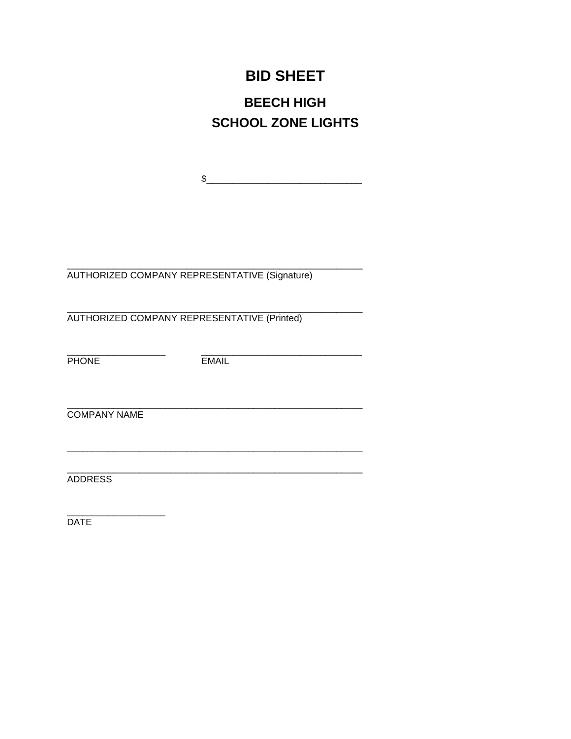# BID SHEET

## BEECH HIGH
## SCHOOL ZONE LIGHTS

$______________________________

_________________________________________________________
AUTHORIZED COMPANY REPRESENTATIVE (Signature)

_________________________________________________________
AUTHORIZED COMPANY REPRESENTATIVE (Printed)

___________________ _______________________________
PHONE EMAIL

_________________________________________________________
COMPANY NAME

_________________________________________________________

_________________________________________________________
ADDRESS

___________________
DATE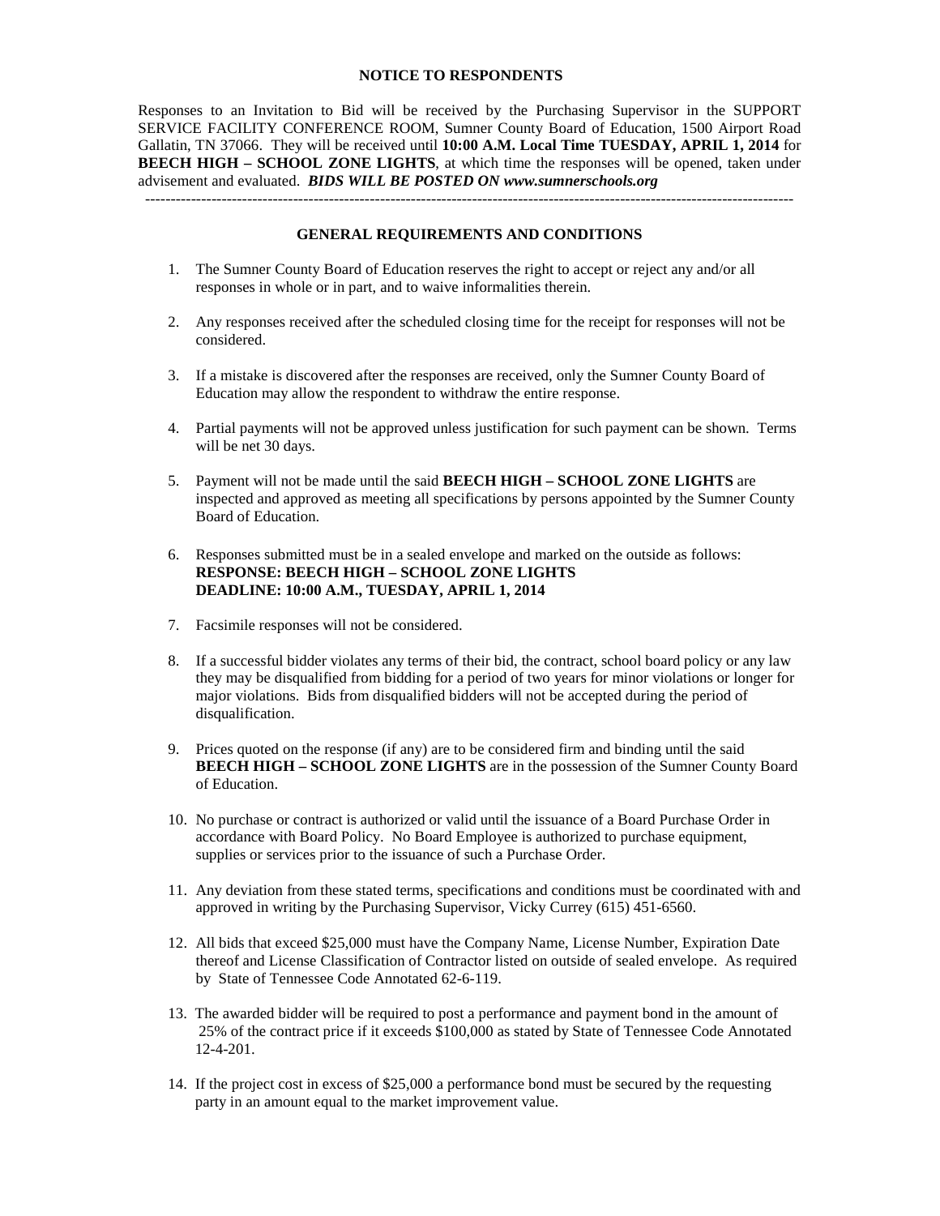## NOTICE TO RESPONDENTS

Responses to an Invitation to Bid will be received by the Purchasing Supervisor in the SUPPORT SERVICE FACILITY CONFERENCE ROOM, Sumner County Board of Education, 1500 Airport Road Gallatin, TN 37066. They will be received until **10:00 A.M. Local Time TUESDAY, APRIL 1, 2014** for **BEECH HIGH – SCHOOL ZONE LIGHTS**, at which time the responses will be opened, taken under advisement and evaluated. ***BIDS WILL BE POSTED ON www.sumnerschools.org***

---

## GENERAL REQUIREMENTS AND CONDITIONS

1. The Sumner County Board of Education reserves the right to accept or reject any and/or all responses in whole or in part, and to waive informalities therein.

2. Any responses received after the scheduled closing time for the receipt for responses will not be considered.

3. If a mistake is discovered after the responses are received, only the Sumner County Board of Education may allow the respondent to withdraw the entire response.

4. Partial payments will not be approved unless justification for such payment can be shown. Terms will be net 30 days.

5. Payment will not be made until the said **BEECH HIGH – SCHOOL ZONE LIGHTS** are inspected and approved as meeting all specifications by persons appointed by the Sumner County Board of Education.

6. Responses submitted must be in a sealed envelope and marked on the outside as follows:
   **RESPONSE: BEECH HIGH – SCHOOL ZONE LIGHTS**
   **DEADLINE: 10:00 A.M., TUESDAY, APRIL 1, 2014**

7. Facsimile responses will not be considered.

8. If a successful bidder violates any terms of their bid, the contract, school board policy or any law they may be disqualified from bidding for a period of two years for minor violations or longer for major violations. Bids from disqualified bidders will not be accepted during the period of disqualification.

9. Prices quoted on the response (if any) are to be considered firm and binding until the said **BEECH HIGH – SCHOOL ZONE LIGHTS** are in the possession of the Sumner County Board of Education.

10. No purchase or contract is authorized or valid until the issuance of a Board Purchase Order in accordance with Board Policy. No Board Employee is authorized to purchase equipment, supplies or services prior to the issuance of such a Purchase Order.

11. Any deviation from these stated terms, specifications and conditions must be coordinated with and approved in writing by the Purchasing Supervisor, Vicky Currey (615) 451-6560.

12. All bids that exceed $25,000 must have the Company Name, License Number, Expiration Date thereof and License Classification of Contractor listed on outside of sealed envelope. As required by State of Tennessee Code Annotated 62-6-119.

13. The awarded bidder will be required to post a performance and payment bond in the amount of 25% of the contract price if it exceeds $100,000 as stated by State of Tennessee Code Annotated 12-4-201.

14. If the project cost in excess of $25,000 a performance bond must be secured by the requesting party in an amount equal to the market improvement value.